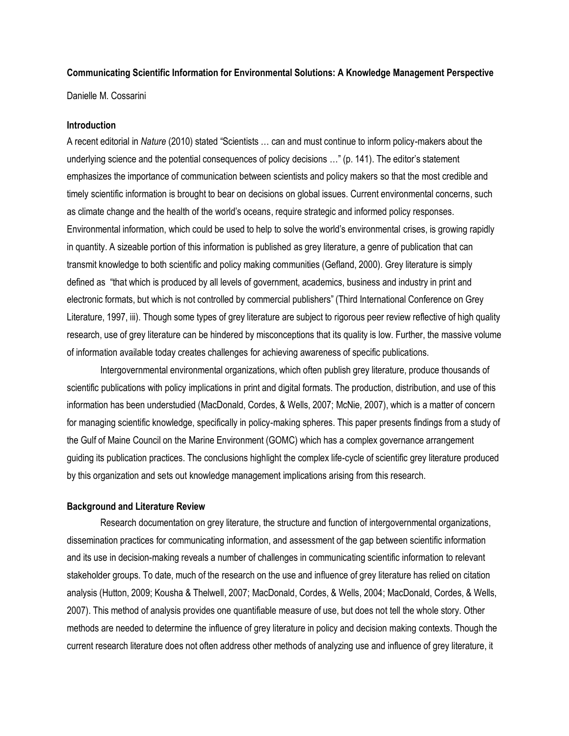# Communicating Scientific Information for Environmental Solutions: A Knowledge Management Perspective

Danielle M. Cossarini

## Introduction

A recent editorial in *Nature* (2010) stated "Scientists … can and must continue to inform policy-makers about the underlying science and the potential consequences of policy decisions …" (p. 141). The editor's statement emphasizes the importance of communication between scientists and policy makers so that the most credible and timely scientific information is brought to bear on decisions on global issues. Current environmental concerns, such as climate change and the health of the world's oceans, require strategic and informed policy responses. Environmental information, which could be used to help to solve the world's environmental crises, is growing rapidly in quantity. A sizeable portion of this information is published as grey literature, a genre of publication that can transmit knowledge to both scientific and policy making communities (Gefland, 2000). Grey literature is simply defined as "that which is produced by all levels of government, academics, business and industry in print and electronic formats, but which is not controlled by commercial publishers" (Third International Conference on Grey Literature, 1997, iii). Though some types of grey literature are subject to rigorous peer review reflective of high quality research, use of grey literature can be hindered by misconceptions that its quality is low. Further, the massive volume of information available today creates challenges for achieving awareness of specific publications.

Intergovernmental environmental organizations, which often publish grey literature, produce thousands of scientific publications with policy implications in print and digital formats. The production, distribution, and use of this information has been understudied (MacDonald, Cordes, & Wells, 2007; McNie, 2007), which is a matter of concern for managing scientific knowledge, specifically in policy-making spheres. This paper presents findings from a study of the Gulf of Maine Council on the Marine Environment (GOMC) which has a complex governance arrangement guiding its publication practices. The conclusions highlight the complex life-cycle of scientific grey literature produced by this organization and sets out knowledge management implications arising from this research.

## Background and Literature Review

Research documentation on grey literature, the structure and function of intergovernmental organizations, dissemination practices for communicating information, and assessment of the gap between scientific information and its use in decision-making reveals a number of challenges in communicating scientific information to relevant stakeholder groups. To date, much of the research on the use and influence of grey literature has relied on citation analysis (Hutton, 2009; Kousha & Thelwell, 2007; MacDonald, Cordes, & Wells, 2004; MacDonald, Cordes, & Wells, 2007). This method of analysis provides one quantifiable measure of use, but does not tell the whole story. Other methods are needed to determine the influence of grey literature in policy and decision making contexts. Though the current research literature does not often address other methods of analyzing use and influence of grey literature, it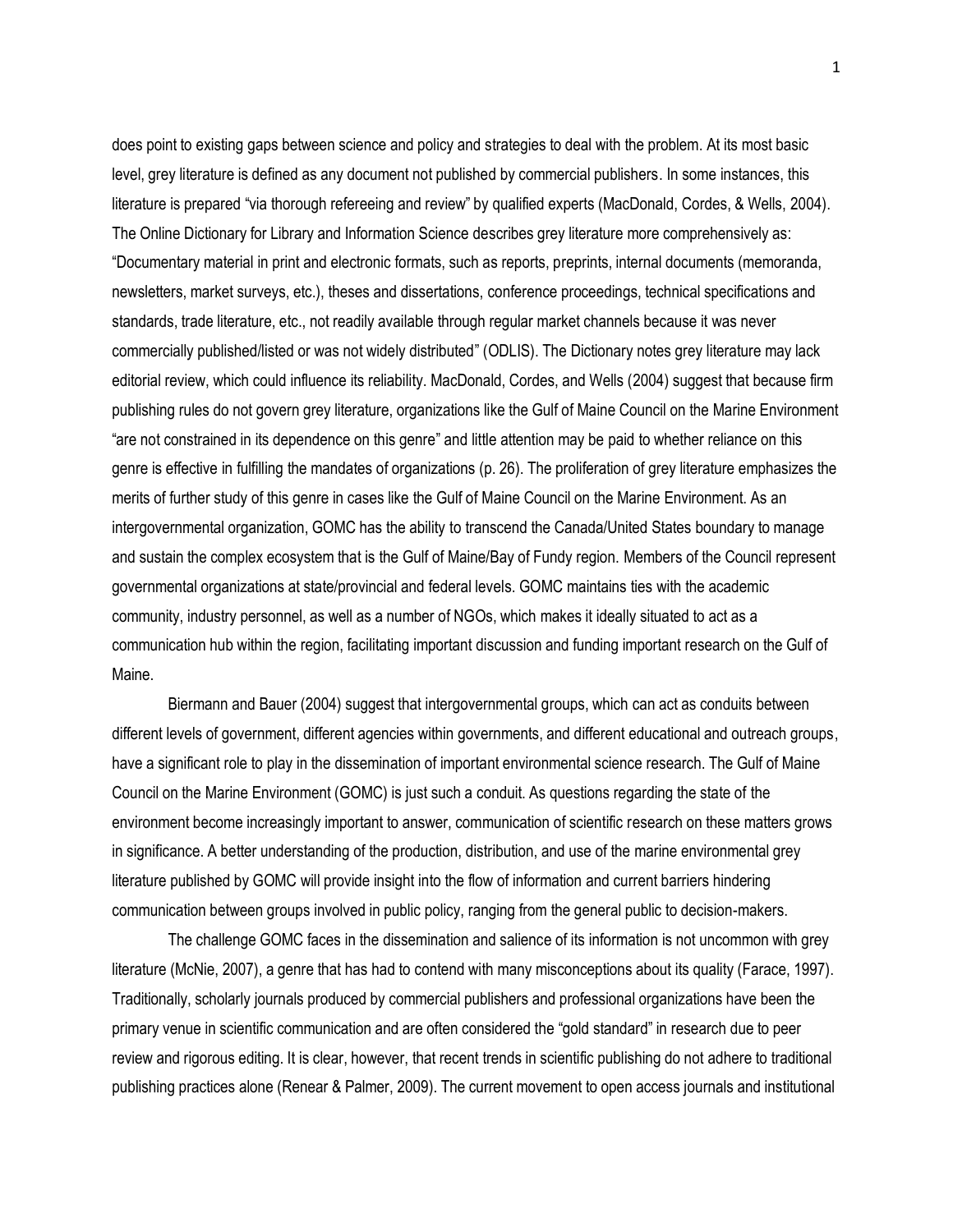does point to existing gaps between science and policy and strategies to deal with the problem. At its most basic level, grey literature is defined as any document not published by commercial publishers. In some instances, this literature is prepared "via thorough refereeing and review" by qualified experts (MacDonald, Cordes, & Wells, 2004). The Online Dictionary for Library and Information Science describes grey literature more comprehensively as: "Documentary material in print and electronic formats, such as reports, preprints, internal documents (memoranda, newsletters, market surveys, etc.), theses and dissertations, conference proceedings, technical specifications and standards, trade literature, etc., not readily available through regular market channels because it was never commercially published/listed or was not widely distributed" (ODLIS). The Dictionary notes grey literature may lack editorial review, which could influence its reliability. MacDonald, Cordes, and Wells (2004) suggest that because firm publishing rules do not govern grey literature, organizations like the Gulf of Maine Council on the Marine Environment "are not constrained in its dependence on this genre" and little attention may be paid to whether reliance on this genre is effective in fulfilling the mandates of organizations (p. 26). The proliferation of grey literature emphasizes the merits of further study of this genre in cases like the Gulf of Maine Council on the Marine Environment. As an intergovernmental organization, GOMC has the ability to transcend the Canada/United States boundary to manage and sustain the complex ecosystem that is the Gulf of Maine/Bay of Fundy region. Members of the Council represent governmental organizations at state/provincial and federal levels. GOMC maintains ties with the academic community, industry personnel, as well as a number of NGOs, which makes it ideally situated to act as a communication hub within the region, facilitating important discussion and funding important research on the Gulf of Maine.

Biermann and Bauer (2004) suggest that intergovernmental groups, which can act as conduits between different levels of government, different agencies within governments, and different educational and outreach groups, have a significant role to play in the dissemination of important environmental science research. The Gulf of Maine Council on the Marine Environment (GOMC) is just such a conduit. As questions regarding the state of the environment become increasingly important to answer, communication of scientific research on these matters grows in significance. A better understanding of the production, distribution, and use of the marine environmental grey literature published by GOMC will provide insight into the flow of information and current barriers hindering communication between groups involved in public policy, ranging from the general public to decision-makers.

The challenge GOMC faces in the dissemination and salience of its information is not uncommon with grey literature (McNie, 2007), a genre that has had to contend with many misconceptions about its quality (Farace, 1997). Traditionally, scholarly journals produced by commercial publishers and professional organizations have been the primary venue in scientific communication and are often considered the "gold standard" in research due to peer review and rigorous editing. It is clear, however, that recent trends in scientific publishing do not adhere to traditional publishing practices alone (Renear & Palmer, 2009). The current movement to open access journals and institutional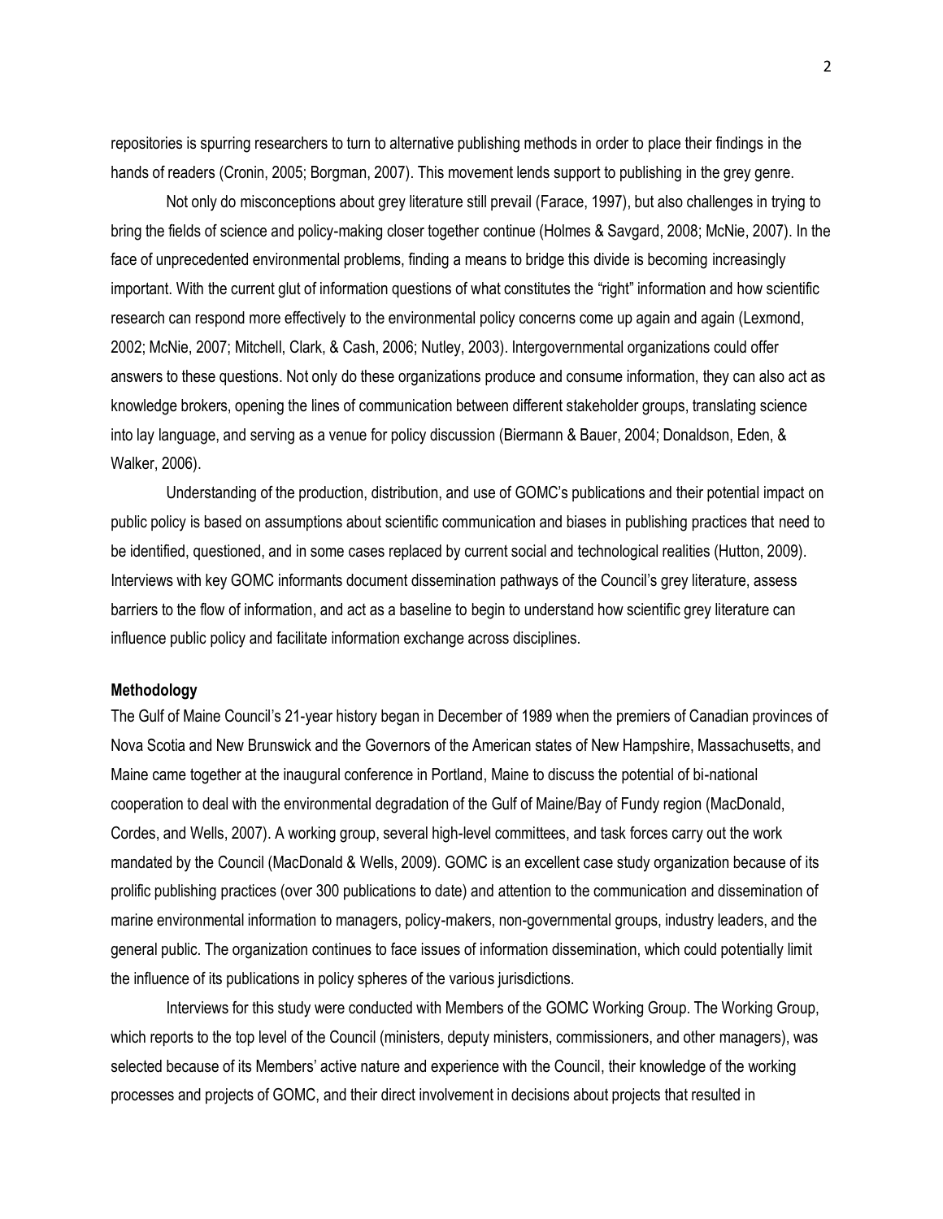repositories is spurring researchers to turn to alternative publishing methods in order to place their findings in the hands of readers (Cronin, 2005; Borgman, 2007). This movement lends support to publishing in the grey genre.

Not only do misconceptions about grey literature still prevail (Farace, 1997), but also challenges in trying to bring the fields of science and policy-making closer together continue (Holmes & Savgard, 2008; McNie, 2007). In the face of unprecedented environmental problems, finding a means to bridge this divide is becoming increasingly important. With the current glut of information questions of what constitutes the "right" information and how scientific research can respond more effectively to the environmental policy concerns come up again and again (Lexmond, 2002; McNie, 2007; Mitchell, Clark, & Cash, 2006; Nutley, 2003). Intergovernmental organizations could offer answers to these questions. Not only do these organizations produce and consume information, they can also act as knowledge brokers, opening the lines of communication between different stakeholder groups, translating science into lay language, and serving as a venue for policy discussion (Biermann & Bauer, 2004; Donaldson, Eden, & Walker, 2006).

Understanding of the production, distribution, and use of GOMC's publications and their potential impact on public policy is based on assumptions about scientific communication and biases in publishing practices that need to be identified, questioned, and in some cases replaced by current social and technological realities (Hutton, 2009). Interviews with key GOMC informants document dissemination pathways of the Council's grey literature, assess barriers to the flow of information, and act as a baseline to begin to understand how scientific grey literature can influence public policy and facilitate information exchange across disciplines.

**Methodology**

The Gulf of Maine Council's 21-year history began in December of 1989 when the premiers of Canadian provinces of Nova Scotia and New Brunswick and the Governors of the American states of New Hampshire, Massachusetts, and Maine came together at the inaugural conference in Portland, Maine to discuss the potential of bi-national cooperation to deal with the environmental degradation of the Gulf of Maine/Bay of Fundy region (MacDonald, Cordes, and Wells, 2007). A working group, several high-level committees, and task forces carry out the work mandated by the Council (MacDonald & Wells, 2009). GOMC is an excellent case study organization because of its prolific publishing practices (over 300 publications to date) and attention to the communication and dissemination of marine environmental information to managers, policy-makers, non-governmental groups, industry leaders, and the general public. The organization continues to face issues of information dissemination, which could potentially limit the influence of its publications in policy spheres of the various jurisdictions.

Interviews for this study were conducted with Members of the GOMC Working Group. The Working Group, which reports to the top level of the Council (ministers, deputy ministers, commissioners, and other managers), was selected because of its Members' active nature and experience with the Council, their knowledge of the working processes and projects of GOMC, and their direct involvement in decisions about projects that resulted in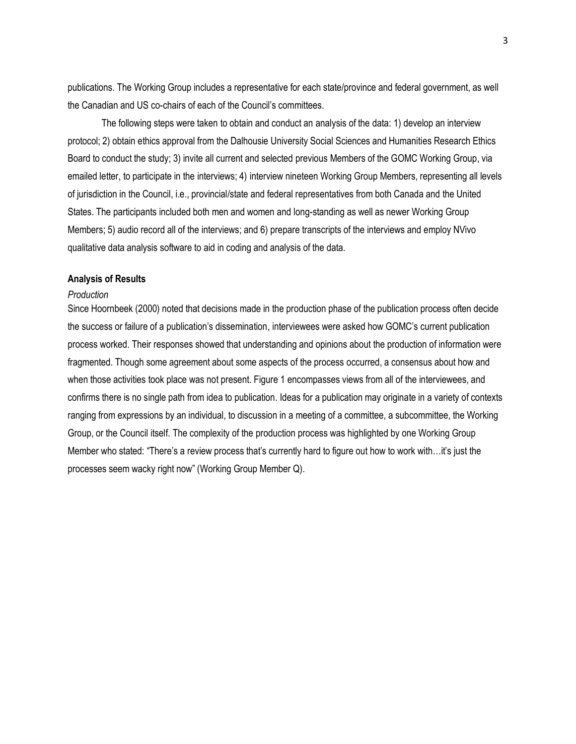publications. The Working Group includes a representative for each state/province and federal government, as well the Canadian and US co-chairs of each of the Council's committees.

The following steps were taken to obtain and conduct an analysis of the data: 1) develop an interview protocol; 2) obtain ethics approval from the Dalhousie University Social Sciences and Humanities Research Ethics Board to conduct the study; 3) invite all current and selected previous Members of the GOMC Working Group, via emailed letter, to participate in the interviews; 4) interview nineteen Working Group Members, representing all levels of jurisdiction in the Council, i.e., provincial/state and federal representatives from both Canada and the United States. The participants included both men and women and long-standing as well as newer Working Group Members; 5) audio record all of the interviews; and 6) prepare transcripts of the interviews and employ NVivo qualitative data analysis software to aid in coding and analysis of the data.

**Analysis of Results**

*Production*

Since Hoornbeek (2000) noted that decisions made in the production phase of the publication process often decide the success or failure of a publication's dissemination, interviewees were asked how GOMC's current publication process worked. Their responses showed that understanding and opinions about the production of information were fragmented. Though some agreement about some aspects of the process occurred, a consensus about how and when those activities took place was not present. Figure 1 encompasses views from all of the interviewees, and confirms there is no single path from idea to publication. Ideas for a publication may originate in a variety of contexts ranging from expressions by an individual, to discussion in a meeting of a committee, a subcommittee, the Working Group, or the Council itself. The complexity of the production process was highlighted by one Working Group Member who stated: "There's a review process that's currently hard to figure out how to work with…it's just the processes seem wacky right now" (Working Group Member Q).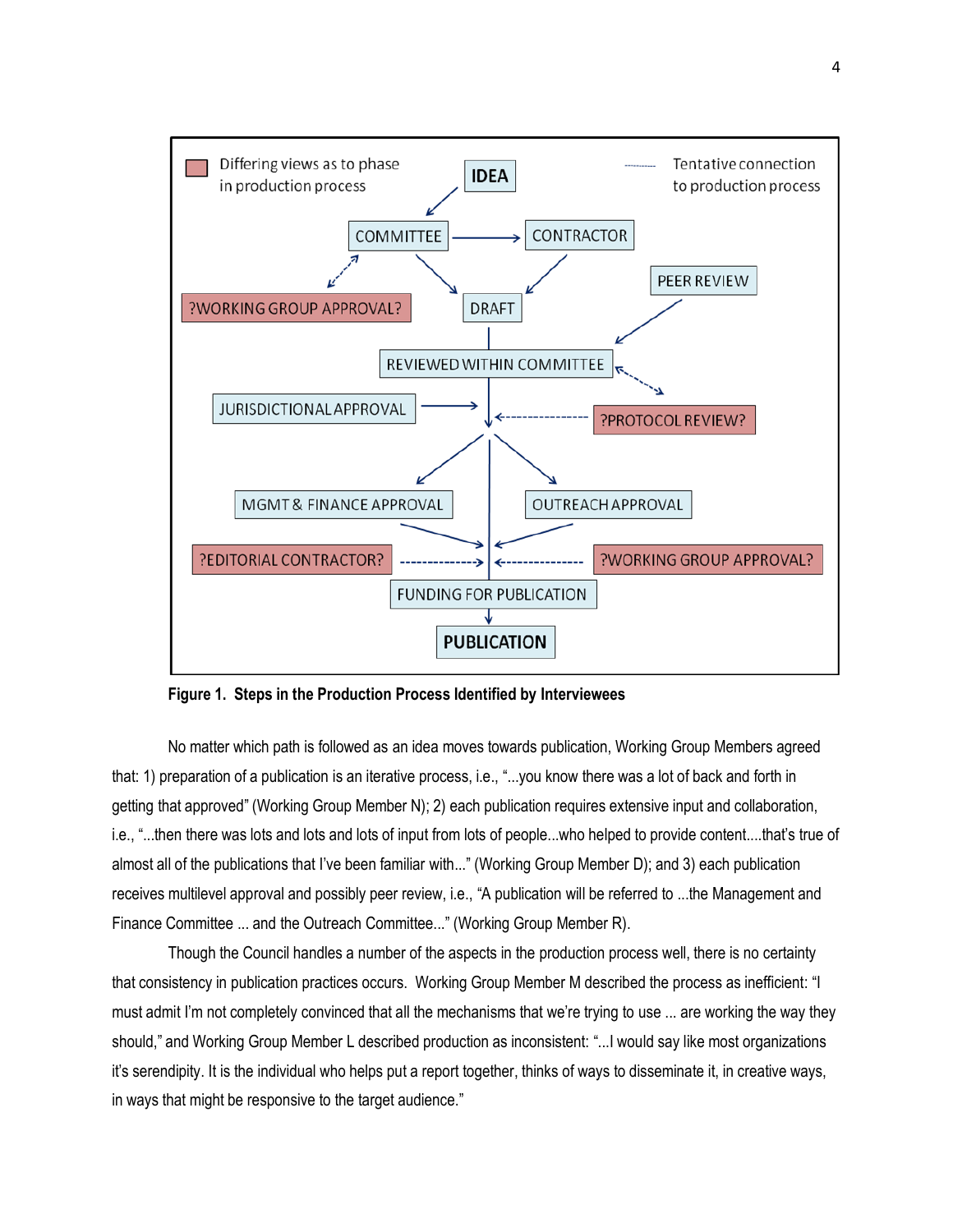Figure 1. Steps in the Production Process Identified by Interviewees

No matter which path is followed as an idea moves towards publication, Working Group Members agreed that: 1) preparation of a publication is an iterative process, i.e., "...you know there was a lot of back and forth in getting that approved" (Working Group Member N); 2) each publication requires extensive input and collaboration, i.e., "...then there was lots and lots and lots of input from lots of people...who helped to provide content....that's true of almost all of the publications that I've been familiar with..." (Working Group Member D); and 3) each publication receives multilevel approval and possibly peer review, i.e., "A publication will be referred to ...the Management and Finance Committee ... and the Outreach Committee..." (Working Group Member R).

Though the Council handles a number of the aspects in the production process well, there is no certainty that consistency in publication practices occurs. Working Group Member M described the process as inefficient: "I must admit I'm not completely convinced that all the mechanisms that we're trying to use ... are working the way they should," and Working Group Member L described production as inconsistent: "...I would say like most organizations it's serendipity. It is the individual who helps put a report together, thinks of ways to disseminate it, in creative ways, in ways that might be responsive to the target audience."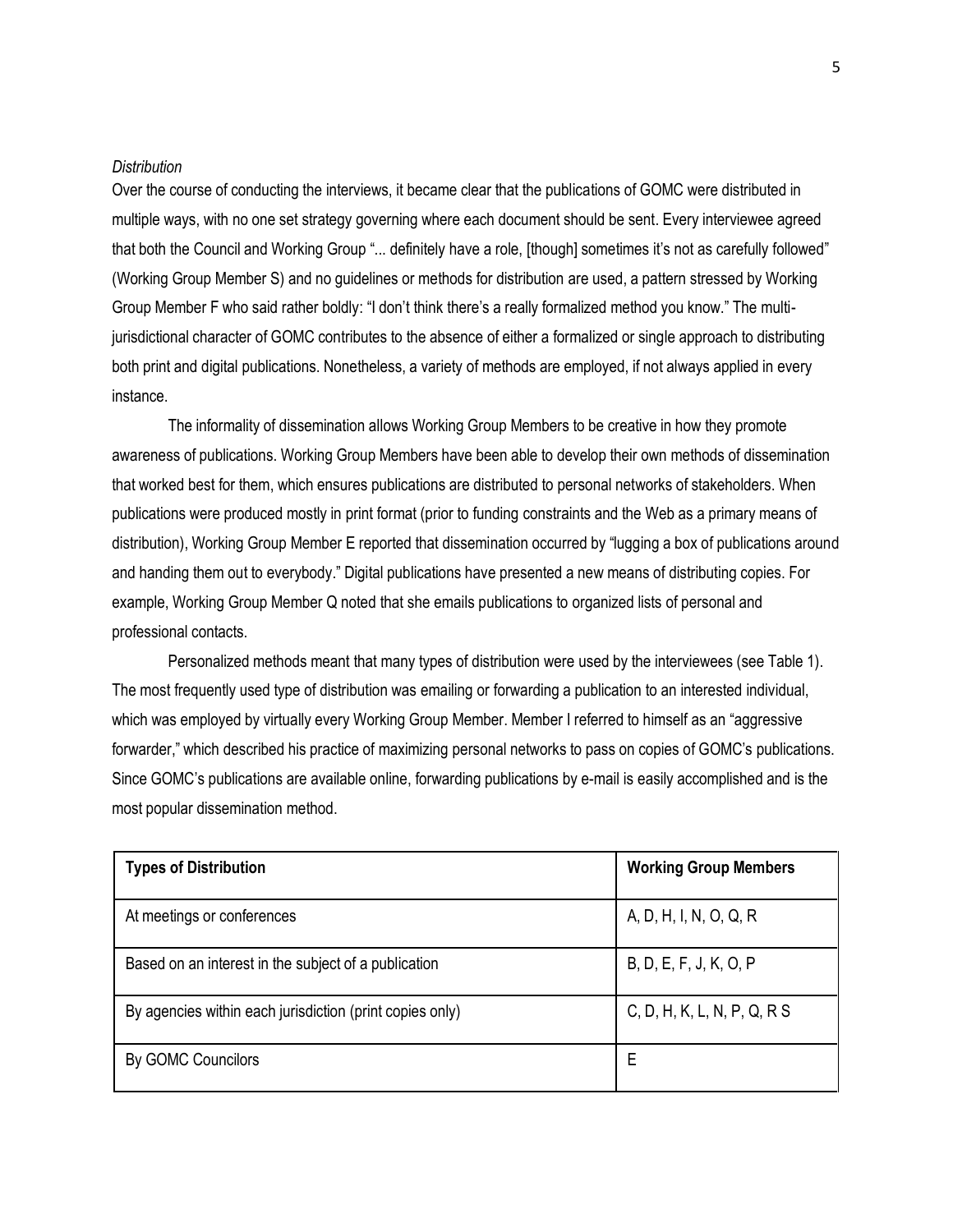*Distribution*

Over the course of conducting the interviews, it became clear that the publications of GOMC were distributed in multiple ways, with no one set strategy governing where each document should be sent. Every interviewee agreed that both the Council and Working Group "... definitely have a role, [though] sometimes it's not as carefully followed" (Working Group Member S) and no guidelines or methods for distribution are used, a pattern stressed by Working Group Member F who said rather boldly: "I don't think there's a really formalized method you know." The multi-jurisdictional character of GOMC contributes to the absence of either a formalized or single approach to distributing both print and digital publications. Nonetheless, a variety of methods are employed, if not always applied in every instance.

The informality of dissemination allows Working Group Members to be creative in how they promote awareness of publications. Working Group Members have been able to develop their own methods of dissemination that worked best for them, which ensures publications are distributed to personal networks of stakeholders. When publications were produced mostly in print format (prior to funding constraints and the Web as a primary means of distribution), Working Group Member E reported that dissemination occurred by "lugging a box of publications around and handing them out to everybody." Digital publications have presented a new means of distributing copies. For example, Working Group Member Q noted that she emails publications to organized lists of personal and professional contacts.

Personalized methods meant that many types of distribution were used by the interviewees (see Table 1). The most frequently used type of distribution was emailing or forwarding a publication to an interested individual, which was employed by virtually every Working Group Member. Member I referred to himself as an "aggressive forwarder," which described his practice of maximizing personal networks to pass on copies of GOMC's publications. Since GOMC's publications are available online, forwarding publications by e-mail is easily accomplished and is the most popular dissemination method.

| **Types of Distribution** | **Working Group Members** |
|---|---|
| At meetings or conferences | A, D, H, I, N, O, Q, R |
| Based on an interest in the subject of a publication | B, D, E, F, J, K, O, P |
| By agencies within each jurisdiction (print copies only) | C, D, H, K, L, N, P, Q, R S |
| By GOMC Councilors | E |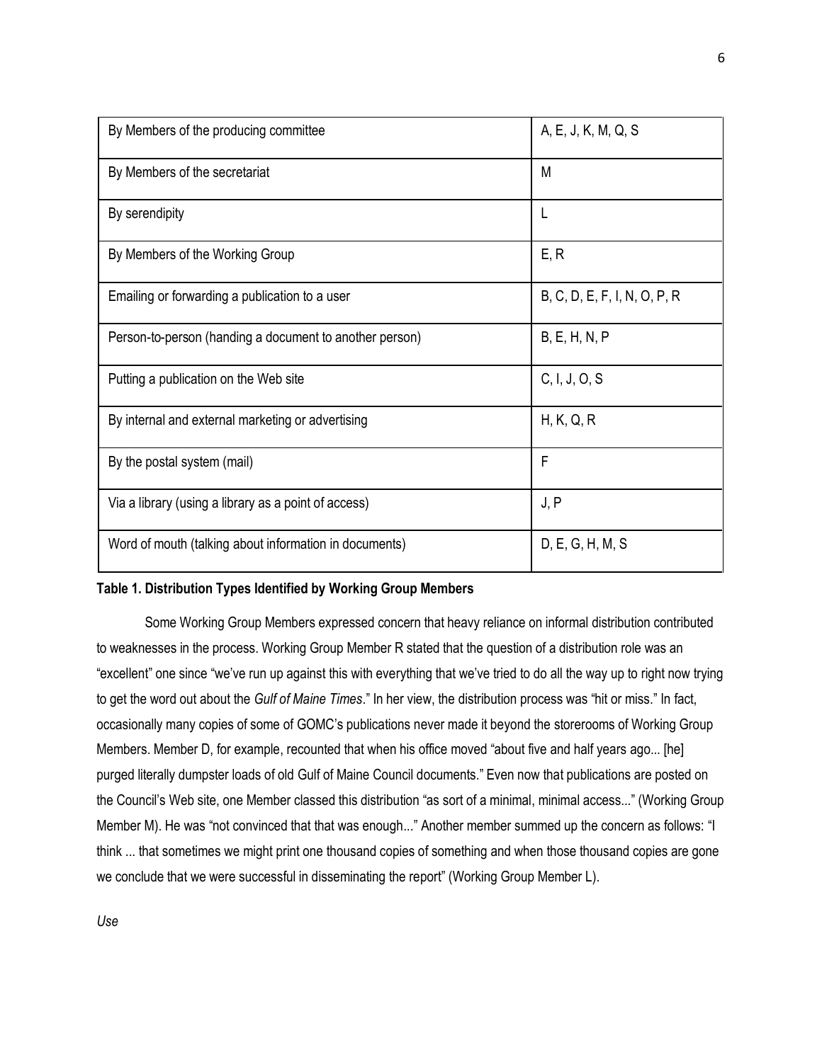| | |
|---|---|
| By Members of the producing committee | A, E, J, K, M, Q, S |
| By Members of the secretariat | M |
| By serendipity | L |
| By Members of the Working Group | E, R |
| Emailing or forwarding a publication to a user | B, C, D, E, F, I, N, O, P, R |
| Person-to-person (handing a document to another person) | B, E, H, N, P |
| Putting a publication on the Web site | C, I, J, O, S |
| By internal and external marketing or advertising | H, K, Q, R |
| By the postal system (mail) | F |
| Via a library (using a library as a point of access) | J, P |
| Word of mouth (talking about information in documents) | D, E, G, H, M, S |

**Table 1. Distribution Types Identified by Working Group Members**

Some Working Group Members expressed concern that heavy reliance on informal distribution contributed to weaknesses in the process. Working Group Member R stated that the question of a distribution role was an "excellent" one since "we've run up against this with everything that we've tried to do all the way up to right now trying to get the word out about the *Gulf of Maine Times*." In her view, the distribution process was "hit or miss." In fact, occasionally many copies of some of GOMC's publications never made it beyond the storerooms of Working Group Members. Member D, for example, recounted that when his office moved "about five and half years ago... [he] purged literally dumpster loads of old Gulf of Maine Council documents." Even now that publications are posted on the Council's Web site, one Member classed this distribution "as sort of a minimal, minimal access..." (Working Group Member M). He was "not convinced that that was enough..." Another member summed up the concern as follows: "I think ... that sometimes we might print one thousand copies of something and when those thousand copies are gone we conclude that we were successful in disseminating the report" (Working Group Member L).

*Use*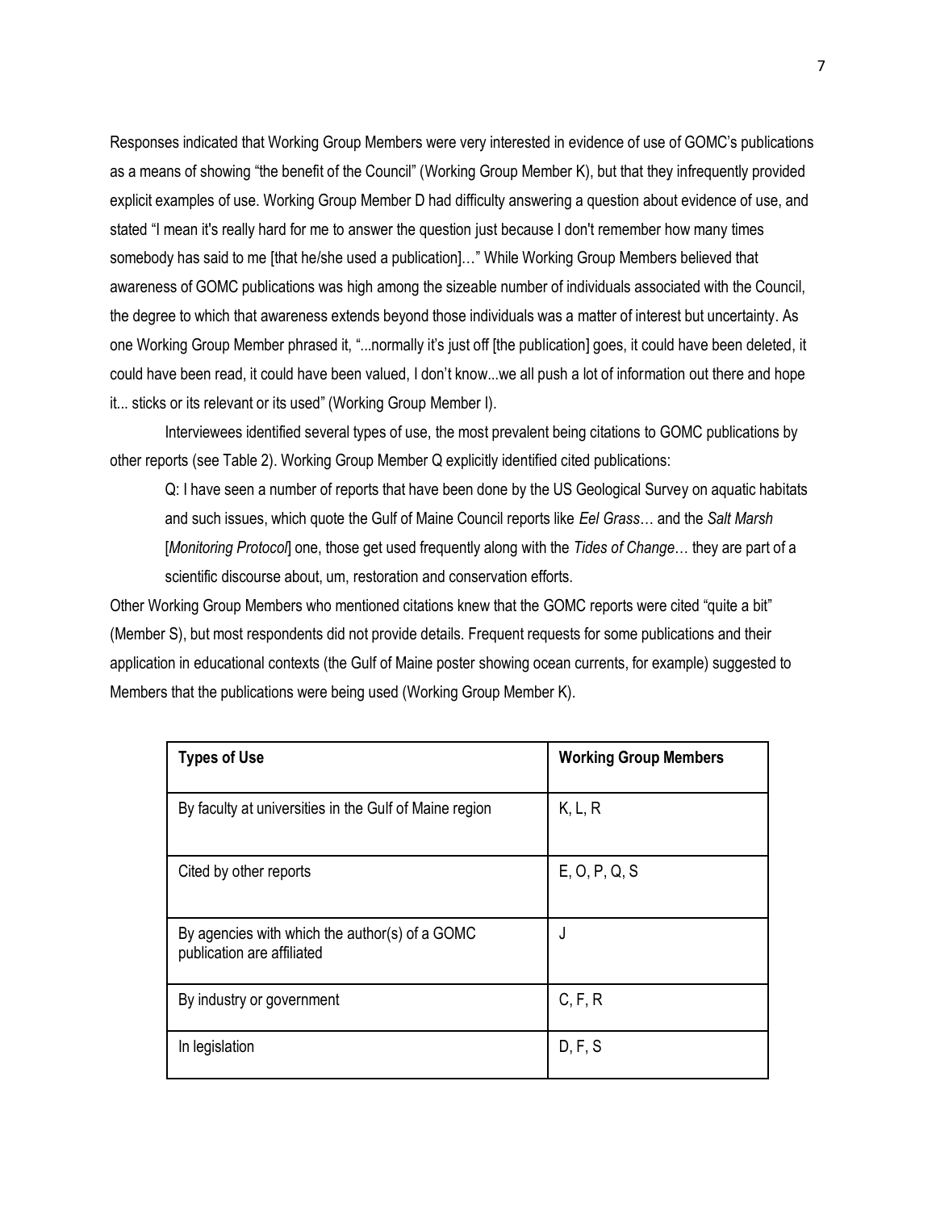Responses indicated that Working Group Members were very interested in evidence of use of GOMC's publications as a means of showing "the benefit of the Council" (Working Group Member K), but that they infrequently provided explicit examples of use. Working Group Member D had difficulty answering a question about evidence of use, and stated "I mean it's really hard for me to answer the question just because I don't remember how many times somebody has said to me [that he/she used a publication]…" While Working Group Members believed that awareness of GOMC publications was high among the sizeable number of individuals associated with the Council, the degree to which that awareness extends beyond those individuals was a matter of interest but uncertainty. As one Working Group Member phrased it, "...normally it's just off [the publication] goes, it could have been deleted, it could have been read, it could have been valued, I don't know...we all push a lot of information out there and hope it... sticks or its relevant or its used" (Working Group Member I).

Interviewees identified several types of use, the most prevalent being citations to GOMC publications by other reports (see Table 2). Working Group Member Q explicitly identified cited publications:

> Q: I have seen a number of reports that have been done by the US Geological Survey on aquatic habitats and such issues, which quote the Gulf of Maine Council reports like *Eel Grass*… and the *Salt Marsh* [*Monitoring Protocol*] one, those get used frequently along with the *Tides of Change*… they are part of a scientific discourse about, um, restoration and conservation efforts.

Other Working Group Members who mentioned citations knew that the GOMC reports were cited "quite a bit" (Member S), but most respondents did not provide details. Frequent requests for some publications and their application in educational contexts (the Gulf of Maine poster showing ocean currents, for example) suggested to Members that the publications were being used (Working Group Member K).

| **Types of Use** | **Working Group Members** |
| --- | --- |
| By faculty at universities in the Gulf of Maine region | K, L, R |
| Cited by other reports | E, O, P, Q, S |
| By agencies with which the author(s) of a GOMC publication are affiliated | J |
| By industry or government | C, F, R |
| In legislation | D, F, S |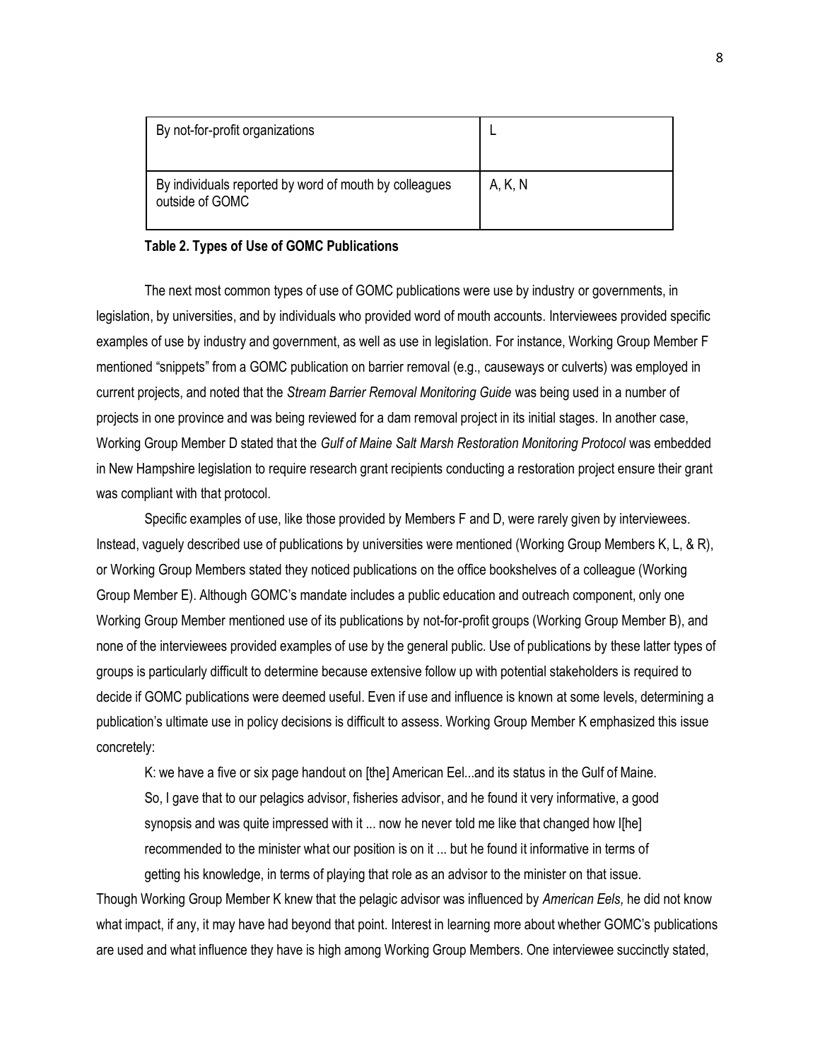| By not-for-profit organizations | L |
| --- | --- |
| By individuals reported by word of mouth by colleagues outside of GOMC | A, K, N |

**Table 2. Types of Use of GOMC Publications**

The next most common types of use of GOMC publications were use by industry or governments, in legislation, by universities, and by individuals who provided word of mouth accounts. Interviewees provided specific examples of use by industry and government, as well as use in legislation. For instance, Working Group Member F mentioned "snippets" from a GOMC publication on barrier removal (e.g., causeways or culverts) was employed in current projects, and noted that the *Stream Barrier Removal Monitoring Guide* was being used in a number of projects in one province and was being reviewed for a dam removal project in its initial stages. In another case, Working Group Member D stated that the *Gulf of Maine Salt Marsh Restoration Monitoring Protocol* was embedded in New Hampshire legislation to require research grant recipients conducting a restoration project ensure their grant was compliant with that protocol.

Specific examples of use, like those provided by Members F and D, were rarely given by interviewees. Instead, vaguely described use of publications by universities were mentioned (Working Group Members K, L, & R), or Working Group Members stated they noticed publications on the office bookshelves of a colleague (Working Group Member E). Although GOMC's mandate includes a public education and outreach component, only one Working Group Member mentioned use of its publications by not-for-profit groups (Working Group Member B), and none of the interviewees provided examples of use by the general public. Use of publications by these latter types of groups is particularly difficult to determine because extensive follow up with potential stakeholders is required to decide if GOMC publications were deemed useful. Even if use and influence is known at some levels, determining a publication's ultimate use in policy decisions is difficult to assess. Working Group Member K emphasized this issue concretely:

> K: we have a five or six page handout on [the] American Eel...and its status in the Gulf of Maine. So, I gave that to our pelagics advisor, fisheries advisor, and he found it very informative, a good synopsis and was quite impressed with it ... now he never told me like that changed how I[he] recommended to the minister what our position is on it ... but he found it informative in terms of getting his knowledge, in terms of playing that role as an advisor to the minister on that issue.

Though Working Group Member K knew that the pelagic advisor was influenced by *American Eels,* he did not know what impact, if any, it may have had beyond that point. Interest in learning more about whether GOMC's publications are used and what influence they have is high among Working Group Members. One interviewee succinctly stated,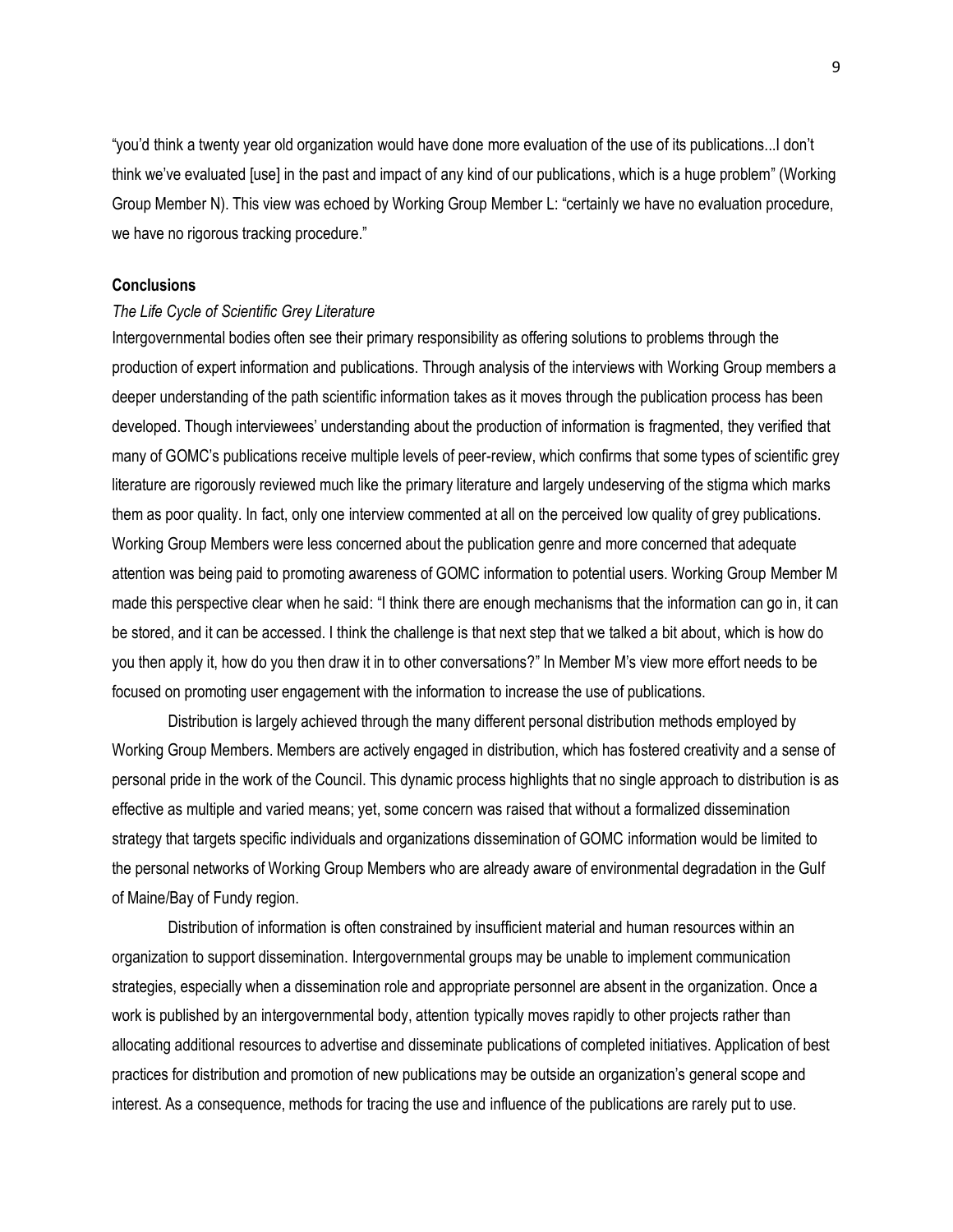"you'd think a twenty year old organization would have done more evaluation of the use of its publications...I don't think we've evaluated [use] in the past and impact of any kind of our publications, which is a huge problem" (Working Group Member N). This view was echoed by Working Group Member L: "certainly we have no evaluation procedure, we have no rigorous tracking procedure."

## Conclusions

### *The Life Cycle of Scientific Grey Literature*

Intergovernmental bodies often see their primary responsibility as offering solutions to problems through the production of expert information and publications. Through analysis of the interviews with Working Group members a deeper understanding of the path scientific information takes as it moves through the publication process has been developed. Though interviewees' understanding about the production of information is fragmented, they verified that many of GOMC's publications receive multiple levels of peer-review, which confirms that some types of scientific grey literature are rigorously reviewed much like the primary literature and largely undeserving of the stigma which marks them as poor quality. In fact, only one interview commented at all on the perceived low quality of grey publications. Working Group Members were less concerned about the publication genre and more concerned that adequate attention was being paid to promoting awareness of GOMC information to potential users. Working Group Member M made this perspective clear when he said: "I think there are enough mechanisms that the information can go in, it can be stored, and it can be accessed. I think the challenge is that next step that we talked a bit about, which is how do you then apply it, how do you then draw it in to other conversations?" In Member M's view more effort needs to be focused on promoting user engagement with the information to increase the use of publications.

Distribution is largely achieved through the many different personal distribution methods employed by Working Group Members. Members are actively engaged in distribution, which has fostered creativity and a sense of personal pride in the work of the Council. This dynamic process highlights that no single approach to distribution is as effective as multiple and varied means; yet, some concern was raised that without a formalized dissemination strategy that targets specific individuals and organizations dissemination of GOMC information would be limited to the personal networks of Working Group Members who are already aware of environmental degradation in the Gulf of Maine/Bay of Fundy region.

Distribution of information is often constrained by insufficient material and human resources within an organization to support dissemination. Intergovernmental groups may be unable to implement communication strategies, especially when a dissemination role and appropriate personnel are absent in the organization. Once a work is published by an intergovernmental body, attention typically moves rapidly to other projects rather than allocating additional resources to advertise and disseminate publications of completed initiatives. Application of best practices for distribution and promotion of new publications may be outside an organization's general scope and interest. As a consequence, methods for tracing the use and influence of the publications are rarely put to use.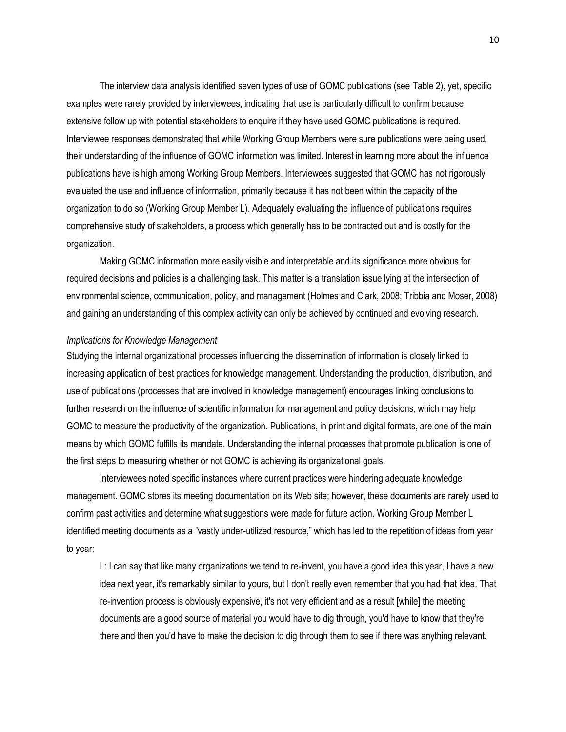The interview data analysis identified seven types of use of GOMC publications (see Table 2), yet, specific examples were rarely provided by interviewees, indicating that use is particularly difficult to confirm because extensive follow up with potential stakeholders to enquire if they have used GOMC publications is required. Interviewee responses demonstrated that while Working Group Members were sure publications were being used, their understanding of the influence of GOMC information was limited. Interest in learning more about the influence publications have is high among Working Group Members. Interviewees suggested that GOMC has not rigorously evaluated the use and influence of information, primarily because it has not been within the capacity of the organization to do so (Working Group Member L). Adequately evaluating the influence of publications requires comprehensive study of stakeholders, a process which generally has to be contracted out and is costly for the organization.

Making GOMC information more easily visible and interpretable and its significance more obvious for required decisions and policies is a challenging task. This matter is a translation issue lying at the intersection of environmental science, communication, policy, and management (Holmes and Clark, 2008; Tribbia and Moser, 2008) and gaining an understanding of this complex activity can only be achieved by continued and evolving research.

*Implications for Knowledge Management*

Studying the internal organizational processes influencing the dissemination of information is closely linked to increasing application of best practices for knowledge management. Understanding the production, distribution, and use of publications (processes that are involved in knowledge management) encourages linking conclusions to further research on the influence of scientific information for management and policy decisions, which may help GOMC to measure the productivity of the organization. Publications, in print and digital formats, are one of the main means by which GOMC fulfills its mandate. Understanding the internal processes that promote publication is one of the first steps to measuring whether or not GOMC is achieving its organizational goals.

Interviewees noted specific instances where current practices were hindering adequate knowledge management. GOMC stores its meeting documentation on its Web site; however, these documents are rarely used to confirm past activities and determine what suggestions were made for future action. Working Group Member L identified meeting documents as a "vastly under-utilized resource," which has led to the repetition of ideas from year to year:

> L: I can say that like many organizations we tend to re-invent, you have a good idea this year, I have a new idea next year, it's remarkably similar to yours, but I don't really even remember that you had that idea. That re-invention process is obviously expensive, it's not very efficient and as a result [while] the meeting documents are a good source of material you would have to dig through, you'd have to know that they're there and then you'd have to make the decision to dig through them to see if there was anything relevant.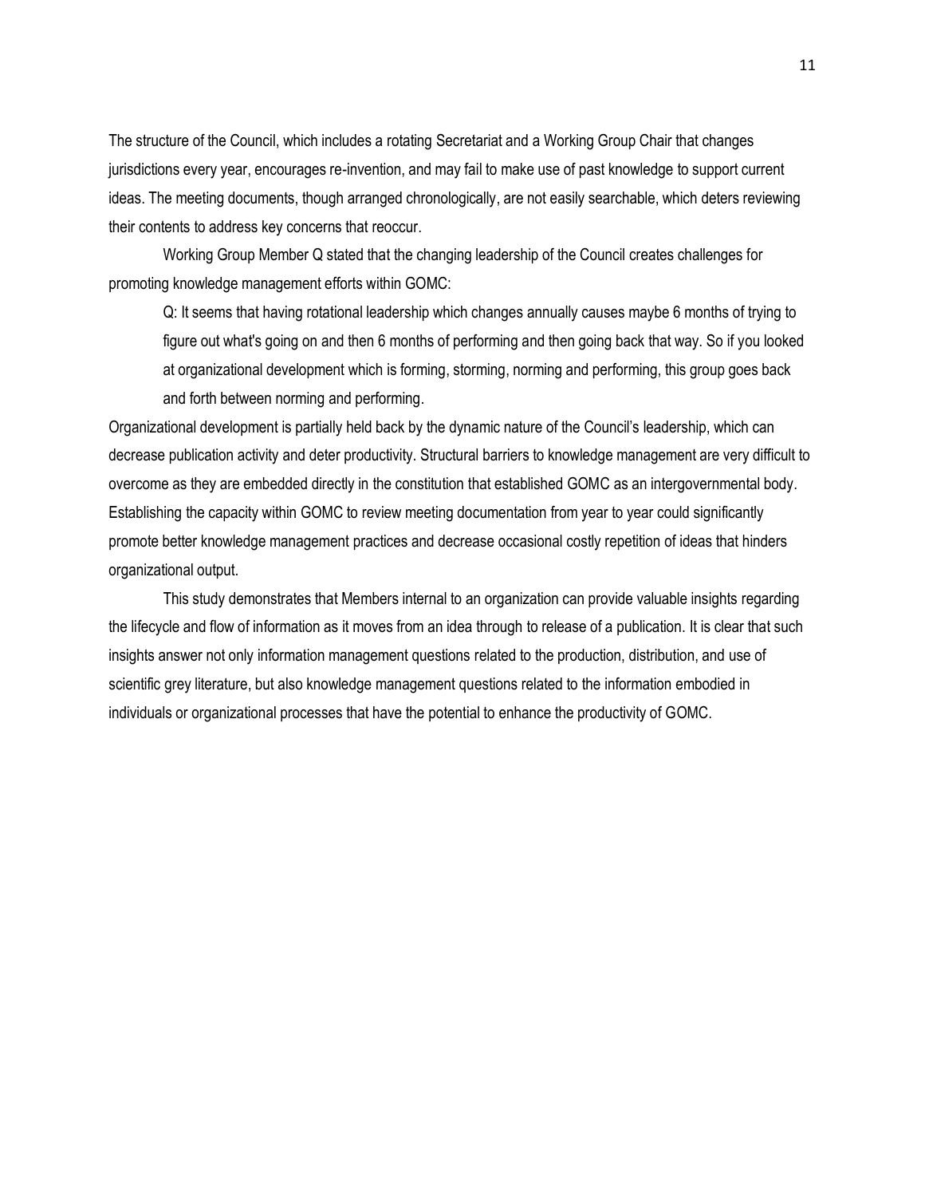The structure of the Council, which includes a rotating Secretariat and a Working Group Chair that changes jurisdictions every year, encourages re-invention, and may fail to make use of past knowledge to support current ideas. The meeting documents, though arranged chronologically, are not easily searchable, which deters reviewing their contents to address key concerns that reoccur.

Working Group Member Q stated that the changing leadership of the Council creates challenges for promoting knowledge management efforts within GOMC:

> Q: It seems that having rotational leadership which changes annually causes maybe 6 months of trying to figure out what's going on and then 6 months of performing and then going back that way. So if you looked at organizational development which is forming, storming, norming and performing, this group goes back and forth between norming and performing.

Organizational development is partially held back by the dynamic nature of the Council's leadership, which can decrease publication activity and deter productivity. Structural barriers to knowledge management are very difficult to overcome as they are embedded directly in the constitution that established GOMC as an intergovernmental body. Establishing the capacity within GOMC to review meeting documentation from year to year could significantly promote better knowledge management practices and decrease occasional costly repetition of ideas that hinders organizational output.

This study demonstrates that Members internal to an organization can provide valuable insights regarding the lifecycle and flow of information as it moves from an idea through to release of a publication. It is clear that such insights answer not only information management questions related to the production, distribution, and use of scientific grey literature, but also knowledge management questions related to the information embodied in individuals or organizational processes that have the potential to enhance the productivity of GOMC.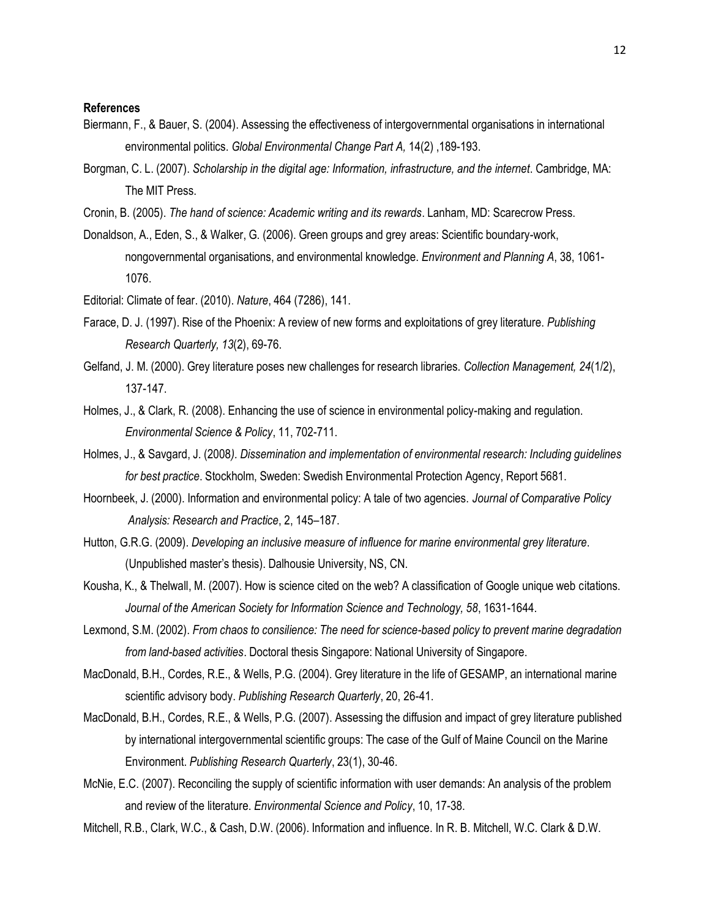**References**

Biermann, F., & Bauer, S. (2004). Assessing the effectiveness of intergovernmental organisations in international environmental politics. *Global Environmental Change Part A,* 14(2) ,189-193.

Borgman, C. L. (2007). *Scholarship in the digital age: Information, infrastructure, and the internet*. Cambridge, MA: The MIT Press.

Cronin, B. (2005). *The hand of science: Academic writing and its rewards*. Lanham, MD: Scarecrow Press.

Donaldson, A., Eden, S., & Walker, G. (2006). Green groups and grey areas: Scientific boundary-work, nongovernmental organisations, and environmental knowledge. *Environment and Planning A*, 38, 1061-1076.

Editorial: Climate of fear. (2010). *Nature*, 464 (7286), 141.

Farace, D. J. (1997). Rise of the Phoenix: A review of new forms and exploitations of grey literature. *Publishing Research Quarterly, 13*(2), 69-76.

Gelfand, J. M. (2000). Grey literature poses new challenges for research libraries. *Collection Management, 24*(1/2), 137-147.

Holmes, J., & Clark, R. (2008). Enhancing the use of science in environmental policy-making and regulation. *Environmental Science & Policy*, 11, 702-711.

Holmes, J., & Savgard, J. (2008*). Dissemination and implementation of environmental research: Including guidelines for best practice*. Stockholm, Sweden: Swedish Environmental Protection Agency, Report 5681.

Hoornbeek, J. (2000). Information and environmental policy: A tale of two agencies. *Journal of Comparative Policy Analysis: Research and Practice*, 2, 145–187.

Hutton, G.R.G. (2009). *Developing an inclusive measure of influence for marine environmental grey literature*. (Unpublished master's thesis). Dalhousie University, NS, CN.

Kousha, K., & Thelwall, M. (2007). How is science cited on the web? A classification of Google unique web citations. *Journal of the American Society for Information Science and Technology, 58*, 1631-1644.

Lexmond, S.M. (2002). *From chaos to consilience: The need for science-based policy to prevent marine degradation from land-based activities*. Doctoral thesis Singapore: National University of Singapore.

MacDonald, B.H., Cordes, R.E., & Wells, P.G. (2004). Grey literature in the life of GESAMP, an international marine scientific advisory body. *Publishing Research Quarterly*, 20, 26-41.

MacDonald, B.H., Cordes, R.E., & Wells, P.G. (2007). Assessing the diffusion and impact of grey literature published by international intergovernmental scientific groups: The case of the Gulf of Maine Council on the Marine Environment. *Publishing Research Quarterly*, 23(1), 30-46.

McNie, E.C. (2007). Reconciling the supply of scientific information with user demands: An analysis of the problem and review of the literature. *Environmental Science and Policy*, 10, 17-38.

Mitchell, R.B., Clark, W.C., & Cash, D.W. (2006). Information and influence. In R. B. Mitchell, W.C. Clark & D.W.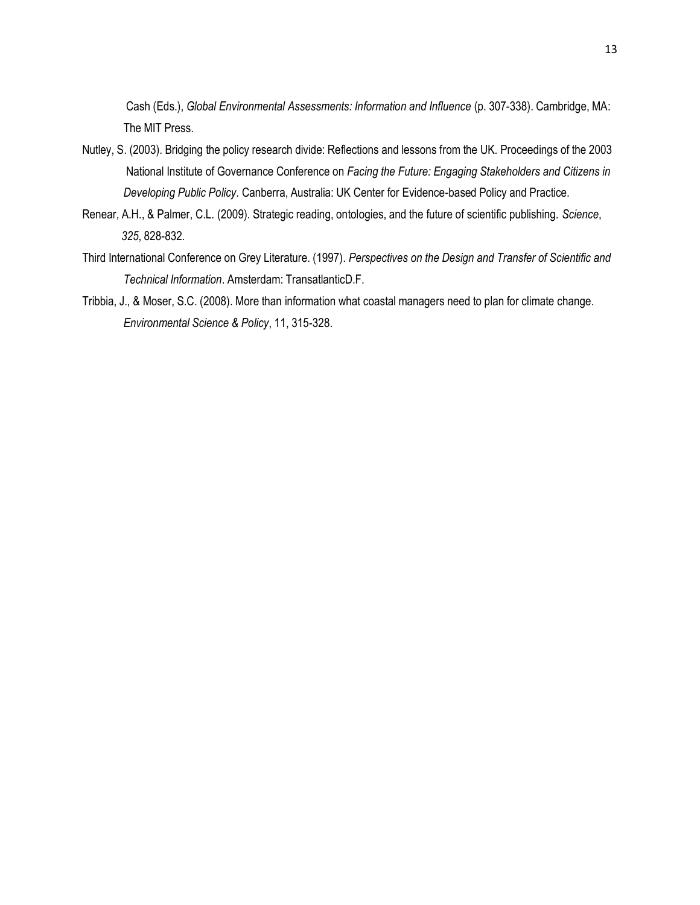Cash (Eds.), *Global Environmental Assessments: Information and Influence* (p. 307-338). Cambridge, MA: The MIT Press.

Nutley, S. (2003). Bridging the policy research divide: Reflections and lessons from the UK. Proceedings of the 2003 National Institute of Governance Conference on *Facing the Future: Engaging Stakeholders and Citizens in Developing Public Policy*. Canberra, Australia: UK Center for Evidence-based Policy and Practice.

Renear, A.H., & Palmer, C.L. (2009). Strategic reading, ontologies, and the future of scientific publishing. *Science*, *325*, 828-832.

Third International Conference on Grey Literature. (1997). *Perspectives on the Design and Transfer of Scientific and Technical Information*. Amsterdam: TransatlanticD.F.

Tribbia, J., & Moser, S.C. (2008). More than information what coastal managers need to plan for climate change. *Environmental Science & Policy*, 11, 315-328.